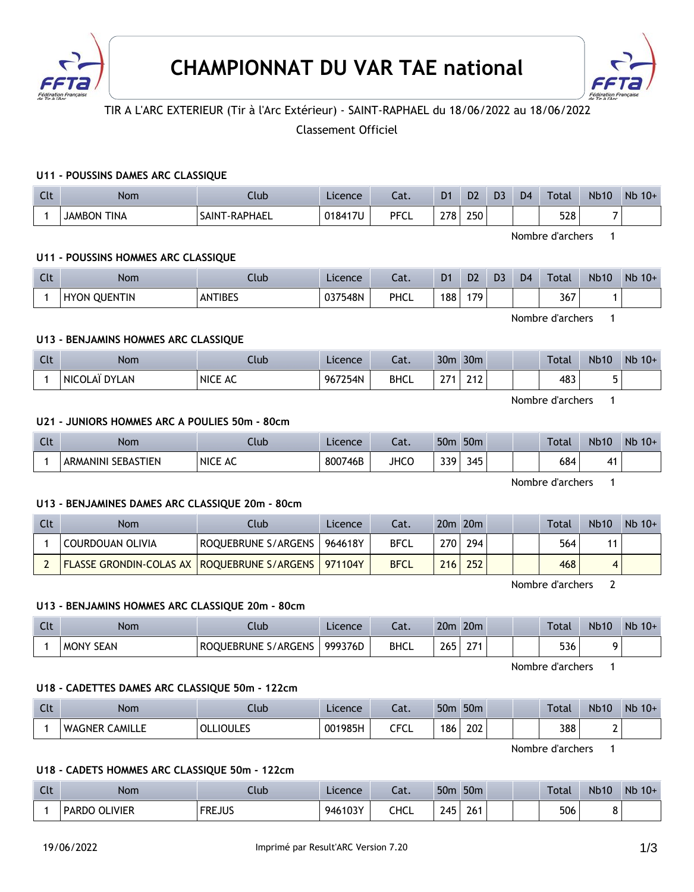# CHAMPIONNAT DU VAR TAE national

TIR A L'ARC EXTERIEUR (Tir à l'Arc Extérieur) - SAINT-RAPHAEL du 18/06/2022 au 18/06/2022

Classement Officiel

### U11 - POUSSINS DAMES ARC CLASSIQUE

| Clt | Nom | Club | Licence | Cat. | D1 | D2 | D3 | D4 | Total | Nb10 | Nb 10+ |
|---|---|---|---|---|---|---|---|---|---|---|---|
| 1 | JAMBON TINA | SAINT-RAPHAEL | 018417U | PFCL | 278 | 250 | | | 528 | 7 | |

Nombre d'archers 1

### U11 - POUSSINS HOMMES ARC CLASSIQUE

| Clt | Nom | Club | Licence | Cat. | D1 | D2 | D3 | D4 | Total | Nb10 | Nb 10+ |
|---|---|---|---|---|---|---|---|---|---|---|---|
| 1 | HYON QUENTIN | ANTIBES | 037548N | PHCL | 188 | 179 | | | 367 | 1 | |

Nombre d'archers 1

### U13 - BENJAMINS HOMMES ARC CLASSIQUE

| Clt | Nom | Club | Licence | Cat. | 30m | 30m | | | Total | Nb10 | Nb 10+ |
|---|---|---|---|---|---|---|---|---|---|---|---|
| 1 | NICOLAÏ DYLAN | NICE AC | 967254N | BHCL | 271 | 212 | | | 483 | 5 | |

Nombre d'archers 1

### U21 - JUNIORS HOMMES ARC A POULIES 50m - 80cm

| Clt | Nom | Club | Licence | Cat. | 50m | 50m | | | Total | Nb10 | Nb 10+ |
|---|---|---|---|---|---|---|---|---|---|---|---|
| 1 | ARMANINI SEBASTIEN | NICE AC | 800746B | JHCO | 339 | 345 | | | 684 | 41 | |

Nombre d'archers 1

### U13 - BENJAMINES DAMES ARC CLASSIQUE 20m - 80cm

| Clt | Nom | Club | Licence | Cat. | 20m | 20m | | | Total | Nb10 | Nb 10+ |
|---|---|---|---|---|---|---|---|---|---|---|---|
| 1 | COURDOUAN OLIVIA | ROQUEBRUNE S/ARGENS | 964618Y | BFCL | 270 | 294 | | | 564 | 11 | |
| 2 | FLASSE GRONDIN-COLAS AX | ROQUEBRUNE S/ARGENS | 971104Y | BFCL | 216 | 252 | | | 468 | 4 | |

Nombre d'archers 2

### U13 - BENJAMINS HOMMES ARC CLASSIQUE 20m - 80cm

| Clt | Nom | Club | Licence | Cat. | 20m | 20m | | | Total | Nb10 | Nb 10+ |
|---|---|---|---|---|---|---|---|---|---|---|---|
| 1 | MONY SEAN | ROQUEBRUNE S/ARGENS | 999376D | BHCL | 265 | 271 | | | 536 | 9 | |

Nombre d'archers 1

### U18 - CADETTES DAMES ARC CLASSIQUE 50m - 122cm

| Clt | Nom | Club | Licence | Cat. | 50m | 50m | | | Total | Nb10 | Nb 10+ |
|---|---|---|---|---|---|---|---|---|---|---|---|
| 1 | WAGNER CAMILLE | OLLIOULES | 001985H | CFCL | 186 | 202 | | | 388 | 2 | |

Nombre d'archers 1

### U18 - CADETS HOMMES ARC CLASSIQUE 50m - 122cm

| Clt | Nom | Club | Licence | Cat. | 50m | 50m | | | Total | Nb10 | Nb 10+ |
|---|---|---|---|---|---|---|---|---|---|---|---|
| 1 | PARDO OLIVIER | FREJUS | 946103Y | CHCL | 245 | 261 | | | 506 | 8 | |

19/06/2022 Imprimé par Result'ARC Version 7.20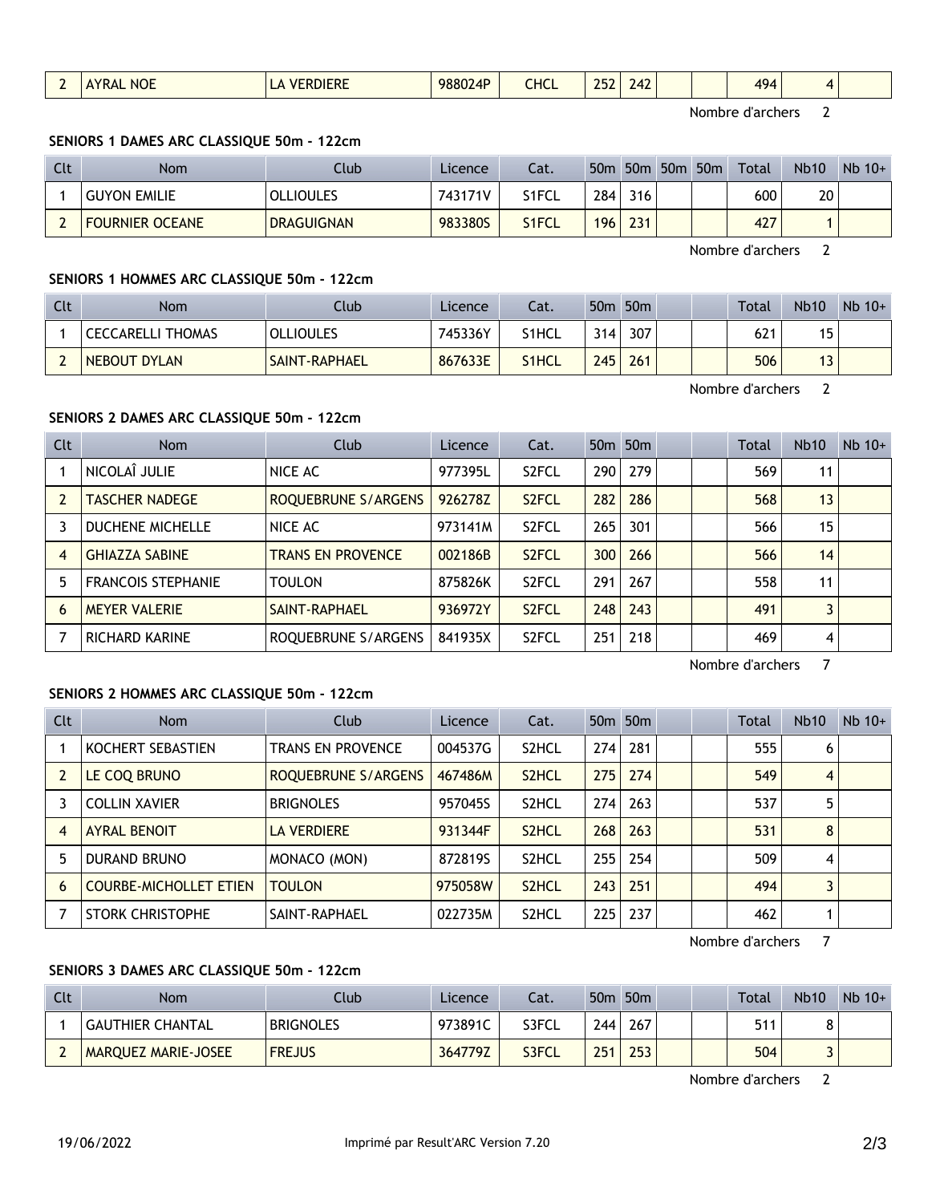| 2 | AYRAL NOE | LA VERDIERE | 988024P | CHCL | 252 | 242 | | | 494 | 4 | |
|---|---|---|---|---|---|---|---|---|---|---|---|

Nombre d'archers 2

**SENIORS 1 DAMES ARC CLASSIQUE 50m - 122cm**

| Clt | Nom | Club | Licence | Cat. | 50m | 50m | 50m | 50m | Total | Nb10 | Nb 10+ |
|---|---|---|---|---|---|---|---|---|---|---|---|
| 1 | GUYON EMILIE | OLLIOULES | 743171V | S1FCL | 284 | 316 | | | 600 | 20 | |
| 2 | FOURNIER OCEANE | DRAGUIGNAN | 983380S | S1FCL | 196 | 231 | | | 427 | 1 | |

Nombre d'archers 2

**SENIORS 1 HOMMES ARC CLASSIQUE 50m - 122cm**

| Clt | Nom | Club | Licence | Cat. | 50m | 50m | | | Total | Nb10 | Nb 10+ |
|---|---|---|---|---|---|---|---|---|---|---|---|
| 1 | CECCARELLI THOMAS | OLLIOULES | 745336Y | S1HCL | 314 | 307 | | | 621 | 15 | |
| 2 | NEBOUT DYLAN | SAINT-RAPHAEL | 867633E | S1HCL | 245 | 261 | | | 506 | 13 | |

Nombre d'archers 2

**SENIORS 2 DAMES ARC CLASSIQUE 50m - 122cm**

| Clt | Nom | Club | Licence | Cat. | 50m | 50m | | | Total | Nb10 | Nb 10+ |
|---|---|---|---|---|---|---|---|---|---|---|---|
| 1 | NICOLAÎ JULIE | NICE AC | 977395L | S2FCL | 290 | 279 | | | 569 | 11 | |
| 2 | TASCHER NADEGE | ROQUEBRUNE S/ARGENS | 926278Z | S2FCL | 282 | 286 | | | 568 | 13 | |
| 3 | DUCHENE MICHELLE | NICE AC | 973141M | S2FCL | 265 | 301 | | | 566 | 15 | |
| 4 | GHIAZZA SABINE | TRANS EN PROVENCE | 002186B | S2FCL | 300 | 266 | | | 566 | 14 | |
| 5 | FRANCOIS STEPHANIE | TOULON | 875826K | S2FCL | 291 | 267 | | | 558 | 11 | |
| 6 | MEYER VALERIE | SAINT-RAPHAEL | 936972Y | S2FCL | 248 | 243 | | | 491 | 3 | |
| 7 | RICHARD KARINE | ROQUEBRUNE S/ARGENS | 841935X | S2FCL | 251 | 218 | | | 469 | 4 | |

Nombre d'archers 7

**SENIORS 2 HOMMES ARC CLASSIQUE 50m - 122cm**

| Clt | Nom | Club | Licence | Cat. | 50m | 50m | | | Total | Nb10 | Nb 10+ |
|---|---|---|---|---|---|---|---|---|---|---|---|
| 1 | KOCHERT SEBASTIEN | TRANS EN PROVENCE | 004537G | S2HCL | 274 | 281 | | | 555 | 6 | |
| 2 | LE COQ BRUNO | ROQUEBRUNE S/ARGENS | 467486M | S2HCL | 275 | 274 | | | 549 | 4 | |
| 3 | COLLIN XAVIER | BRIGNOLES | 957045S | S2HCL | 274 | 263 | | | 537 | 5 | |
| 4 | AYRAL BENOIT | LA VERDIERE | 931344F | S2HCL | 268 | 263 | | | 531 | 8 | |
| 5 | DURAND BRUNO | MONACO (MON) | 872819S | S2HCL | 255 | 254 | | | 509 | 4 | |
| 6 | COURBE-MICHOLLET ETIEN | TOULON | 975058W | S2HCL | 243 | 251 | | | 494 | 3 | |
| 7 | STORK CHRISTOPHE | SAINT-RAPHAEL | 022735M | S2HCL | 225 | 237 | | | 462 | 1 | |

Nombre d'archers 7

**SENIORS 3 DAMES ARC CLASSIQUE 50m - 122cm**

| Clt | Nom | Club | Licence | Cat. | 50m | 50m | | | Total | Nb10 | Nb 10+ |
|---|---|---|---|---|---|---|---|---|---|---|---|
| 1 | GAUTHIER CHANTAL | BRIGNOLES | 973891C | S3FCL | 244 | 267 | | | 511 | 8 | |
| 2 | MARQUEZ MARIE-JOSEE | FREJUS | 364779Z | S3FCL | 251 | 253 | | | 504 | 3 | |

Nombre d'archers 2

19/06/2022 Imprimé par Result'ARC Version 7.20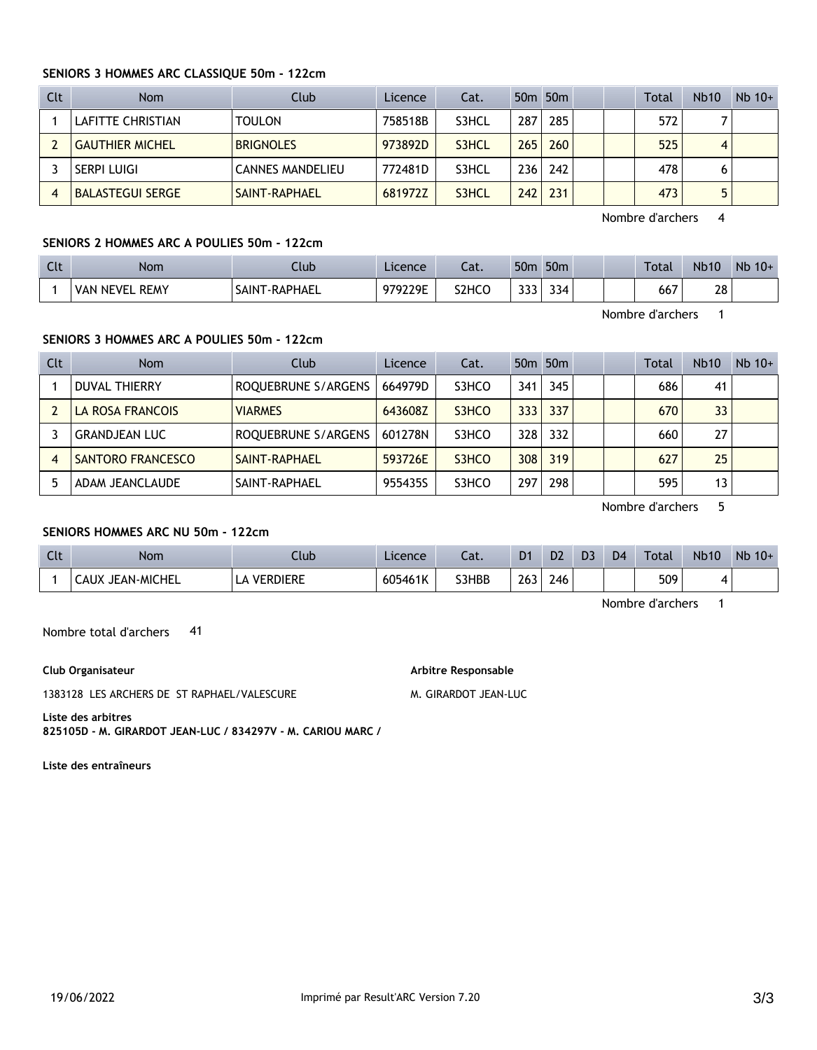### SENIORS 3 HOMMES ARC CLASSIQUE 50m - 122cm

| Clt | Nom | Club | Licence | Cat. | 50m | 50m | | | Total | Nb10 | Nb 10+ |
|---|---|---|---|---|---|---|---|---|---|---|---|
| 1 | LAFITTE CHRISTIAN | TOULON | 758518B | S3HCL | 287 | 285 | | | 572 | 7 | |
| 2 | GAUTHIER MICHEL | BRIGNOLES | 973892D | S3HCL | 265 | 260 | | | 525 | 4 | |
| 3 | SERPI LUIGI | CANNES MANDELIEU | 772481D | S3HCL | 236 | 242 | | | 478 | 6 | |
| 4 | BALASTEGUI SERGE | SAINT-RAPHAEL | 681972Z | S3HCL | 242 | 231 | | | 473 | 5 | |

Nombre d'archers 4

### SENIORS 2 HOMMES ARC A POULIES 50m - 122cm

| Clt | Nom | Club | Licence | Cat. | 50m | 50m | | | Total | Nb10 | Nb 10+ |
|---|---|---|---|---|---|---|---|---|---|---|---|
| 1 | VAN NEVEL REMY | SAINT-RAPHAEL | 979229E | S2HCO | 333 | 334 | | | 667 | 28 | |

Nombre d'archers 1

### SENIORS 3 HOMMES ARC A POULIES 50m - 122cm

| Clt | Nom | Club | Licence | Cat. | 50m | 50m | | | Total | Nb10 | Nb 10+ |
|---|---|---|---|---|---|---|---|---|---|---|---|
| 1 | DUVAL THIERRY | ROQUEBRUNE S/ARGENS | 664979D | S3HCO | 341 | 345 | | | 686 | 41 | |
| 2 | LA ROSA FRANCOIS | VIARMES | 643608Z | S3HCO | 333 | 337 | | | 670 | 33 | |
| 3 | GRANDJEAN LUC | ROQUEBRUNE S/ARGENS | 601278N | S3HCO | 328 | 332 | | | 660 | 27 | |
| 4 | SANTORO FRANCESCO | SAINT-RAPHAEL | 593726E | S3HCO | 308 | 319 | | | 627 | 25 | |
| 5 | ADAM JEANCLAUDE | SAINT-RAPHAEL | 955435S | S3HCO | 297 | 298 | | | 595 | 13 | |

Nombre d'archers 5

### SENIORS HOMMES ARC NU 50m - 122cm

| Clt | Nom | Club | Licence | Cat. | D1 | D2 | D3 | D4 | Total | Nb10 | Nb 10+ |
|---|---|---|---|---|---|---|---|---|---|---|---|
| 1 | CAUX JEAN-MICHEL | LA VERDIERE | 605461K | S3HBB | 263 | 246 | | | 509 | 4 | |

Nombre d'archers 1

Nombre total d'archers 41

**Club Organisateur**

1383128 LES ARCHERS DE ST RAPHAEL/VALESCURE

**Arbitre Responsable**

M. GIRARDOT JEAN-LUC

**Liste des arbitres**
**825105D - M. GIRARDOT JEAN-LUC / 834297V - M. CARIOU MARC /**

**Liste des entraîneurs**

19/06/2022 Imprimé par Result'ARC Version 7.20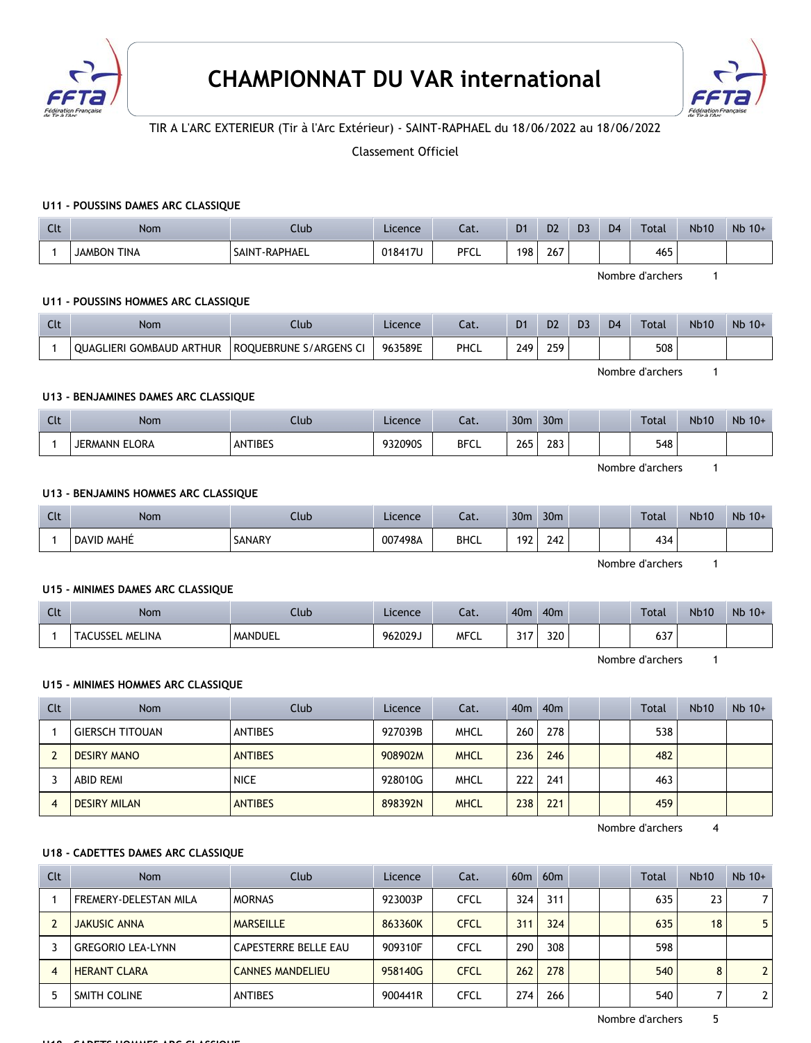# CHAMPIONNAT DU VAR international

TIR A L'ARC EXTERIEUR (Tir à l'Arc Extérieur) - SAINT-RAPHAEL du 18/06/2022 au 18/06/2022

Classement Officiel

### U11 - POUSSINS DAMES ARC CLASSIQUE

| Clt | Nom | Club | Licence | Cat. | D1 | D2 | D3 | D4 | Total | Nb10 | Nb 10+ |
|---|---|---|---|---|---|---|---|---|---|---|---|
| 1 | JAMBON TINA | SAINT-RAPHAEL | 018417U | PFCL | 198 | 267 | | | 465 | | |

Nombre d'archers 1

### U11 - POUSSINS HOMMES ARC CLASSIQUE

| Clt | Nom | Club | Licence | Cat. | D1 | D2 | D3 | D4 | Total | Nb10 | Nb 10+ |
|---|---|---|---|---|---|---|---|---|---|---|---|
| 1 | QUAGLIERI GOMBAUD ARTHUR | ROQUEBRUNE S/ARGENS CI | 963589E | PHCL | 249 | 259 | | | 508 | | |

Nombre d'archers 1

### U13 - BENJAMINES DAMES ARC CLASSIQUE

| Clt | Nom | Club | Licence | Cat. | 30m | 30m | | | Total | Nb10 | Nb 10+ |
|---|---|---|---|---|---|---|---|---|---|---|---|
| 1 | JERMANN ELORA | ANTIBES | 932090S | BFCL | 265 | 283 | | | 548 | | |

Nombre d'archers 1

### U13 - BENJAMINS HOMMES ARC CLASSIQUE

| Clt | Nom | Club | Licence | Cat. | 30m | 30m | | | Total | Nb10 | Nb 10+ |
|---|---|---|---|---|---|---|---|---|---|---|---|
| 1 | DAVID MAHÉ | SANARY | 007498A | BHCL | 192 | 242 | | | 434 | | |

Nombre d'archers 1

### U15 - MINIMES DAMES ARC CLASSIQUE

| Clt | Nom | Club | Licence | Cat. | 40m | 40m | | | Total | Nb10 | Nb 10+ |
|---|---|---|---|---|---|---|---|---|---|---|---|
| 1 | TACUSSEL MELINA | MANDUEL | 962029J | MFCL | 317 | 320 | | | 637 | | |

Nombre d'archers 1

### U15 - MINIMES HOMMES ARC CLASSIQUE

| Clt | Nom | Club | Licence | Cat. | 40m | 40m | | | Total | Nb10 | Nb 10+ |
|---|---|---|---|---|---|---|---|---|---|---|---|
| 1 | GIERSCH TITOUAN | ANTIBES | 927039B | MHCL | 260 | 278 | | | 538 | | |
| 2 | DESIRY MANO | ANTIBES | 908902M | MHCL | 236 | 246 | | | 482 | | |
| 3 | ABID REMI | NICE | 928010G | MHCL | 222 | 241 | | | 463 | | |
| 4 | DESIRY MILAN | ANTIBES | 898392N | MHCL | 238 | 221 | | | 459 | | |

Nombre d'archers 4

### U18 - CADETTES DAMES ARC CLASSIQUE

| Clt | Nom | Club | Licence | Cat. | 60m | 60m | | | Total | Nb10 | Nb 10+ |
|---|---|---|---|---|---|---|---|---|---|---|---|
| 1 | FREMERY-DELESTAN MILA | MORNAS | 923003P | CFCL | 324 | 311 | | | 635 | 23 | 7 |
| 2 | JAKUSIC ANNA | MARSEILLE | 863360K | CFCL | 311 | 324 | | | 635 | 18 | 5 |
| 3 | GREGORIO LEA-LYNN | CAPESTERRE BELLE EAU | 909310F | CFCL | 290 | 308 | | | 598 | | |
| 4 | HERANT CLARA | CANNES MANDELIEU | 958140G | CFCL | 262 | 278 | | | 540 | 8 | 2 |
| 5 | SMITH COLINE | ANTIBES | 900441R | CFCL | 274 | 266 | | | 540 | 7 | 2 |

Nombre d'archers 5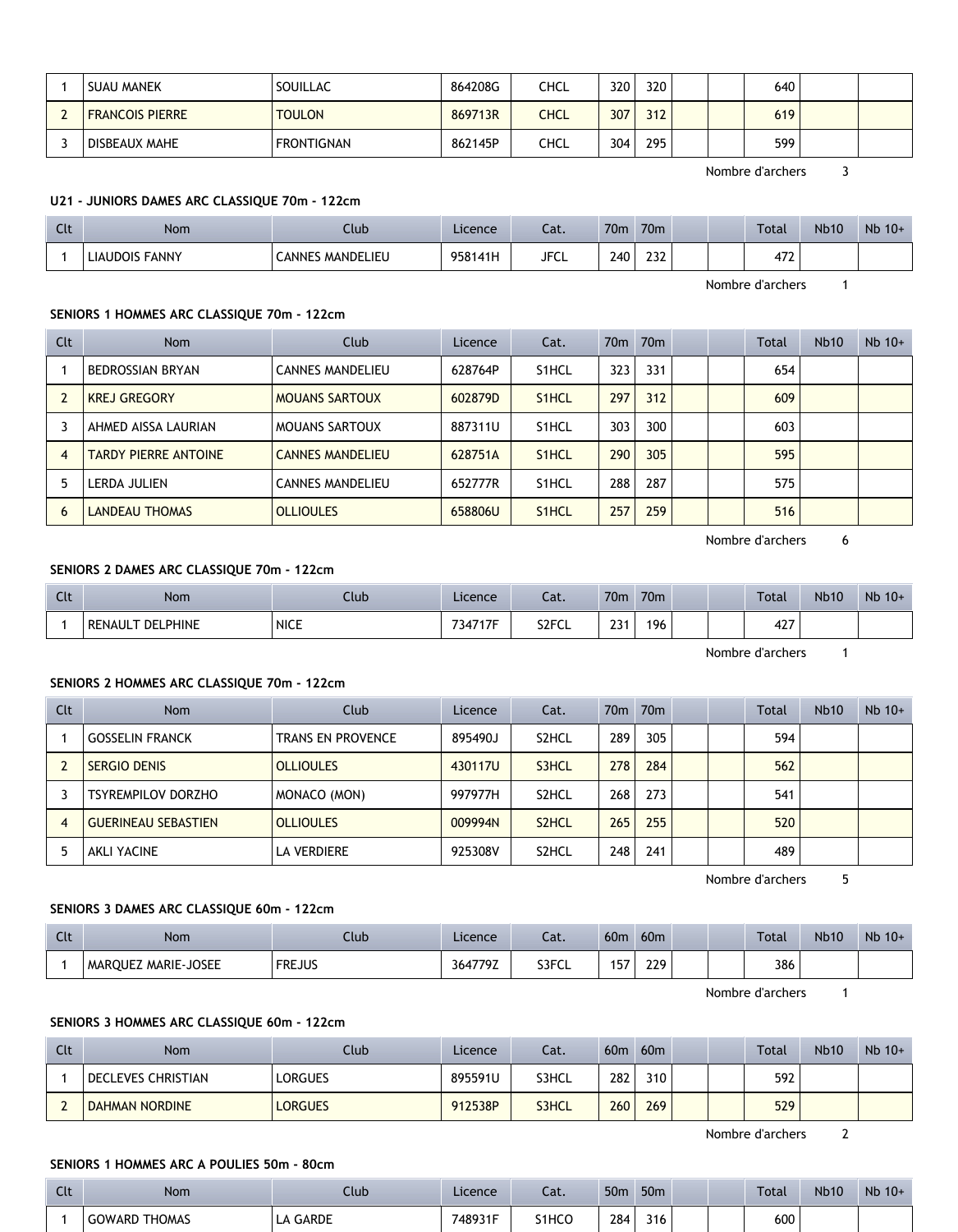| 1 | SUAU MANEK | SOUILLAC | 864208G | CHCL | 320 | 320 | | | 640 | | |
|---|---|---|---|---|---|---|---|---|---|---|---|
| 2 | FRANCOIS PIERRE | TOULON | 869713R | CHCL | 307 | 312 | | | 619 | | |
| 3 | DISBEAUX MAHE | FRONTIGNAN | 862145P | CHCL | 304 | 295 | | | 599 | | |

Nombre d'archers 3

**U21 - JUNIORS DAMES ARC CLASSIQUE 70m - 122cm**

| Clt | Nom | Club | Licence | Cat. | 70m | 70m | | | Total | Nb10 | Nb 10+ |
|---|---|---|---|---|---|---|---|---|---|---|---|
| 1 | LIAUDOIS FANNY | CANNES MANDELIEU | 958141H | JFCL | 240 | 232 | | | 472 | | |

Nombre d'archers 1

**SENIORS 1 HOMMES ARC CLASSIQUE 70m - 122cm**

| Clt | Nom | Club | Licence | Cat. | 70m | 70m | | | Total | Nb10 | Nb 10+ |
|---|---|---|---|---|---|---|---|---|---|---|---|
| 1 | BEDROSSIAN BRYAN | CANNES MANDELIEU | 628764P | S1HCL | 323 | 331 | | | 654 | | |
| 2 | KREJ GREGORY | MOUANS SARTOUX | 602879D | S1HCL | 297 | 312 | | | 609 | | |
| 3 | AHMED AISSA LAURIAN | MOUANS SARTOUX | 887311U | S1HCL | 303 | 300 | | | 603 | | |
| 4 | TARDY PIERRE ANTOINE | CANNES MANDELIEU | 628751A | S1HCL | 290 | 305 | | | 595 | | |
| 5 | LERDA JULIEN | CANNES MANDELIEU | 652777R | S1HCL | 288 | 287 | | | 575 | | |
| 6 | LANDEAU THOMAS | OLLIOULES | 658806U | S1HCL | 257 | 259 | | | 516 | | |

Nombre d'archers 6

**SENIORS 2 DAMES ARC CLASSIQUE 70m - 122cm**

| Clt | Nom | Club | Licence | Cat. | 70m | 70m | | | Total | Nb10 | Nb 10+ |
|---|---|---|---|---|---|---|---|---|---|---|---|
| 1 | RENAULT DELPHINE | NICE | 734717F | S2FCL | 231 | 196 | | | 427 | | |

Nombre d'archers 1

**SENIORS 2 HOMMES ARC CLASSIQUE 70m - 122cm**

| Clt | Nom | Club | Licence | Cat. | 70m | 70m | | | Total | Nb10 | Nb 10+ |
|---|---|---|---|---|---|---|---|---|---|---|---|
| 1 | GOSSELIN FRANCK | TRANS EN PROVENCE | 895490J | S2HCL | 289 | 305 | | | 594 | | |
| 2 | SERGIO DENIS | OLLIOULES | 430117U | S3HCL | 278 | 284 | | | 562 | | |
| 3 | TSYREMPILOV DORZHO | MONACO (MON) | 997977H | S2HCL | 268 | 273 | | | 541 | | |
| 4 | GUERINEAU SEBASTIEN | OLLIOULES | 009994N | S2HCL | 265 | 255 | | | 520 | | |
| 5 | AKLI YACINE | LA VERDIERE | 925308V | S2HCL | 248 | 241 | | | 489 | | |

Nombre d'archers 5

**SENIORS 3 DAMES ARC CLASSIQUE 60m - 122cm**

| Clt | Nom | Club | Licence | Cat. | 60m | 60m | | | Total | Nb10 | Nb 10+ |
|---|---|---|---|---|---|---|---|---|---|---|---|
| 1 | MARQUEZ MARIE-JOSEE | FREJUS | 364779Z | S3FCL | 157 | 229 | | | 386 | | |

Nombre d'archers 1

**SENIORS 3 HOMMES ARC CLASSIQUE 60m - 122cm**

| Clt | Nom | Club | Licence | Cat. | 60m | 60m | | | Total | Nb10 | Nb 10+ |
|---|---|---|---|---|---|---|---|---|---|---|---|
| 1 | DECLEVES CHRISTIAN | LORGUES | 895591U | S3HCL | 282 | 310 | | | 592 | | |
| 2 | DAHMAN NORDINE | LORGUES | 912538P | S3HCL | 260 | 269 | | | 529 | | |

Nombre d'archers 2

**SENIORS 1 HOMMES ARC A POULIES 50m - 80cm**

| Clt | Nom | Club | Licence | Cat. | 50m | 50m | | | Total | Nb10 | Nb 10+ |
|---|---|---|---|---|---|---|---|---|---|---|---|
| 1 | GOWARD THOMAS | LA GARDE | 748931F | S1HCO | 284 | 316 | | | 600 | | |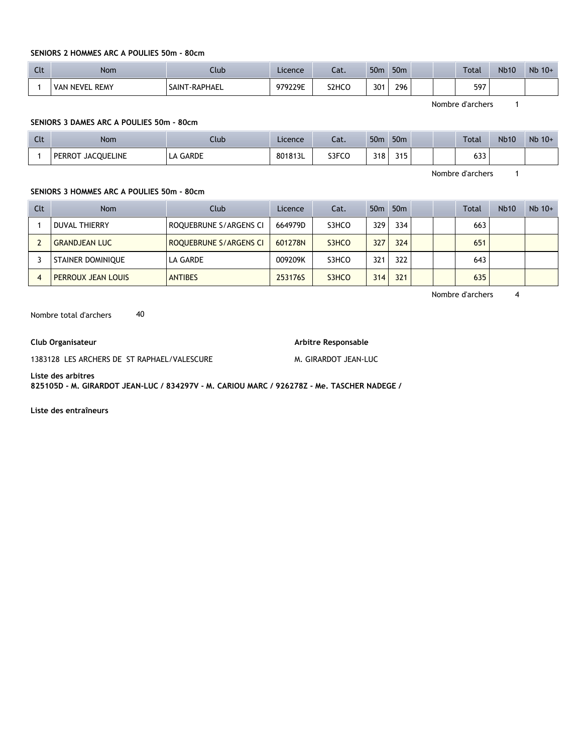**SENIORS 2 HOMMES ARC A POULIES 50m - 80cm**

| Clt | Nom | Club | Licence | Cat. | 50m | 50m | | | Total | Nb10 | Nb 10+ |
|---|---|---|---|---|---|---|---|---|---|---|---|
| 1 | VAN NEVEL REMY | SAINT-RAPHAEL | 979229E | S2HCO | 301 | 296 | | | 597 | | |

Nombre d'archers 1

**SENIORS 3 DAMES ARC A POULIES 50m - 80cm**

| Clt | Nom | Club | Licence | Cat. | 50m | 50m | | | Total | Nb10 | Nb 10+ |
|---|---|---|---|---|---|---|---|---|---|---|---|
| 1 | PERROT JACQUELINE | LA GARDE | 801813L | S3FCO | 318 | 315 | | | 633 | | |

Nombre d'archers 1

**SENIORS 3 HOMMES ARC A POULIES 50m - 80cm**

| Clt | Nom | Club | Licence | Cat. | 50m | 50m | | | Total | Nb10 | Nb 10+ |
|---|---|---|---|---|---|---|---|---|---|---|---|
| 1 | DUVAL THIERRY | ROQUEBRUNE S/ARGENS CI | 664979D | S3HCO | 329 | 334 | | | 663 | | |
| 2 | GRANDJEAN LUC | ROQUEBRUNE S/ARGENS CI | 601278N | S3HCO | 327 | 324 | | | 651 | | |
| 3 | STAINER DOMINIQUE | LA GARDE | 009209K | S3HCO | 321 | 322 | | | 643 | | |
| 4 | PERROUX JEAN LOUIS | ANTIBES | 253176S | S3HCO | 314 | 321 | | | 635 | | |

Nombre d'archers 4

Nombre total d'archers 40

**Club Organisateur**

1383128 LES ARCHERS DE ST RAPHAEL/VALESCURE

**Arbitre Responsable**

M. GIRARDOT JEAN-LUC

**Liste des arbitres**

**825105D - M. GIRARDOT JEAN-LUC / 834297V - M. CARIOU MARC / 926278Z - Me. TASCHER NADEGE /**

**Liste des entraîneurs**